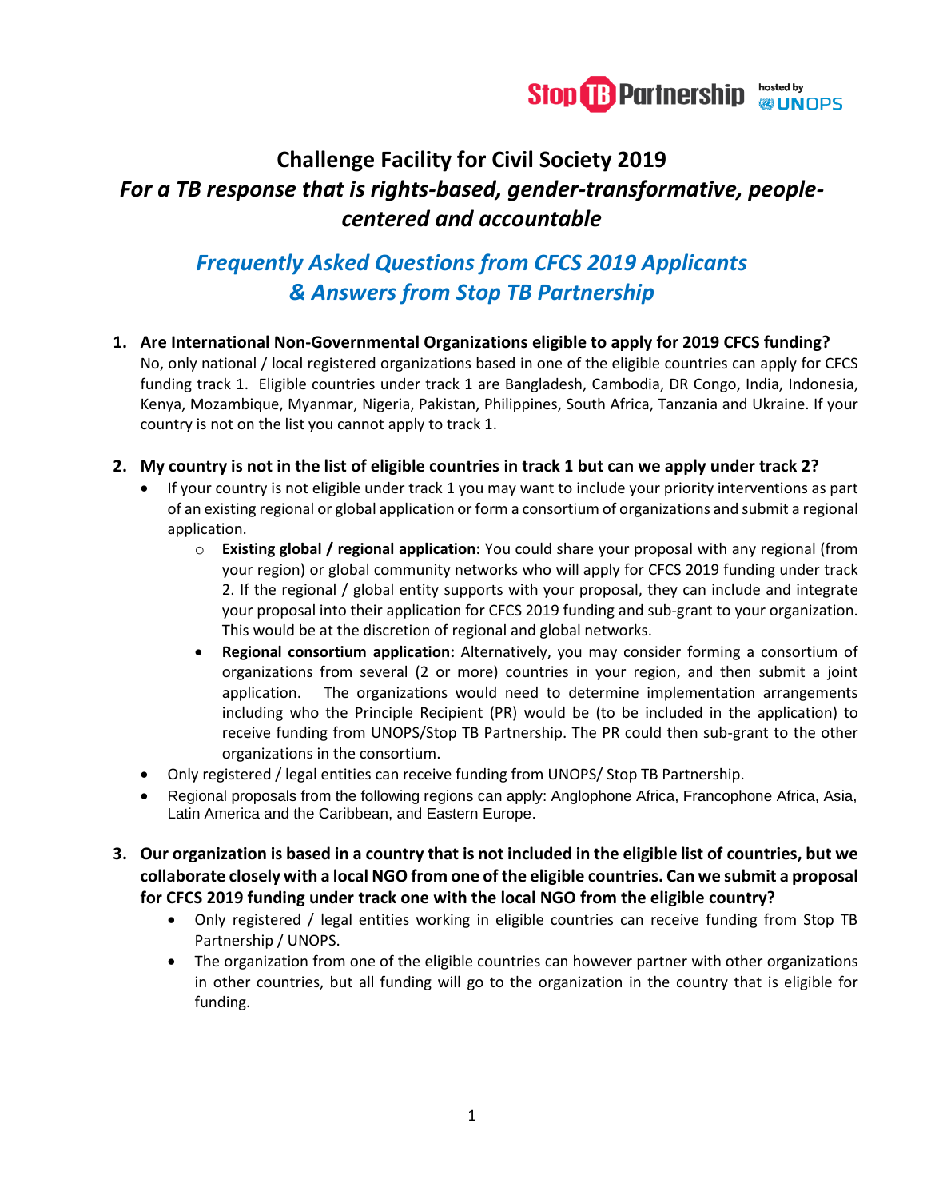# Challenge Facility for Civil Society 2019

## *For a TB response that is rights-based, gender-transformative, people-centered and accountable*

## *Frequently Asked Questions from CFCS 2019 Applicants & Answers from Stop TB Partnership*

1. **Are International Non-Governmental Organizations eligible to apply for 2019 CFCS funding?**
   No, only national / local registered organizations based in one of the eligible countries can apply for CFCS funding track 1. Eligible countries under track 1 are Bangladesh, Cambodia, DR Congo, India, Indonesia, Kenya, Mozambique, Myanmar, Nigeria, Pakistan, Philippines, South Africa, Tanzania and Ukraine. If your country is not on the list you cannot apply to track 1.

2. **My country is not in the list of eligible countries in track 1 but can we apply under track 2?**
   - If your country is not eligible under track 1 you may want to include your priority interventions as part of an existing regional or global application or form a consortium of organizations and submit a regional application.
     - **Existing global / regional application:** You could share your proposal with any regional (from your region) or global community networks who will apply for CFCS 2019 funding under track 2. If the regional / global entity supports with your proposal, they can include and integrate your proposal into their application for CFCS 2019 funding and sub-grant to your organization. This would be at the discretion of regional and global networks.
     - **Regional consortium application:** Alternatively, you may consider forming a consortium of organizations from several (2 or more) countries in your region, and then submit a joint application. The organizations would need to determine implementation arrangements including who the Principle Recipient (PR) would be (to be included in the application) to receive funding from UNOPS/Stop TB Partnership. The PR could then sub-grant to the other organizations in the consortium.
   - Only registered / legal entities can receive funding from UNOPS/ Stop TB Partnership.
   - Regional proposals from the following regions can apply: Anglophone Africa, Francophone Africa, Asia, Latin America and the Caribbean, and Eastern Europe.

3. **Our organization is based in a country that is not included in the eligible list of countries, but we collaborate closely with a local NGO from one of the eligible countries. Can we submit a proposal for CFCS 2019 funding under track one with the local NGO from the eligible country?**
   - Only registered / legal entities working in eligible countries can receive funding from Stop TB Partnership / UNOPS.
   - The organization from one of the eligible countries can however partner with other organizations in other countries, but all funding will go to the organization in the country that is eligible for funding.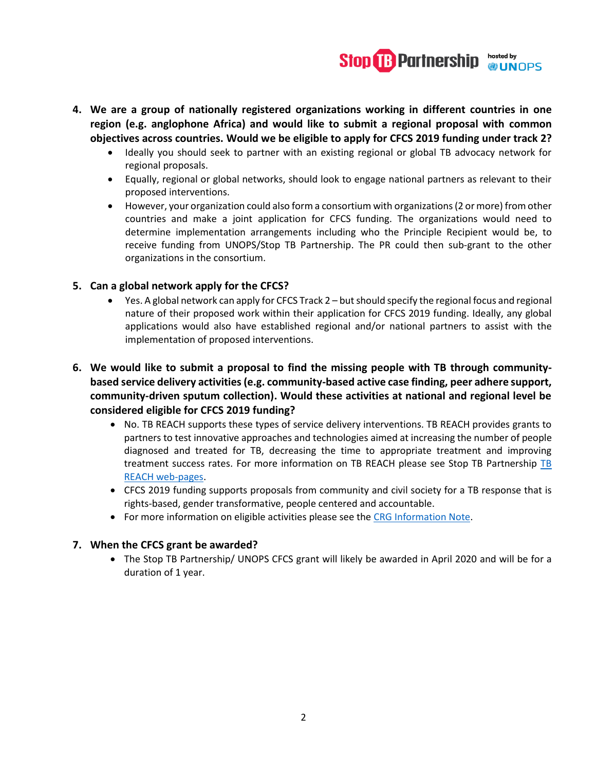4. **We are a group of nationally registered organizations working in different countries in one region (e.g. anglophone Africa) and would like to submit a regional proposal with common objectives across countries. Would we be eligible to apply for CFCS 2019 funding under track 2?**
   - Ideally you should seek to partner with an existing regional or global TB advocacy network for regional proposals.
   - Equally, regional or global networks, should look to engage national partners as relevant to their proposed interventions.
   - However, your organization could also form a consortium with organizations (2 or more) from other countries and make a joint application for CFCS funding. The organizations would need to determine implementation arrangements including who the Principle Recipient would be, to receive funding from UNOPS/Stop TB Partnership. The PR could then sub-grant to the other organizations in the consortium.

5. **Can a global network apply for the CFCS?**
   - Yes. A global network can apply for CFCS Track 2 – but should specify the regional focus and regional nature of their proposed work within their application for CFCS 2019 funding. Ideally, any global applications would also have established regional and/or national partners to assist with the implementation of proposed interventions.

6. **We would like to submit a proposal to find the missing people with TB through community-based service delivery activities (e.g. community-based active case finding, peer adhere support, community-driven sputum collection). Would these activities at national and regional level be considered eligible for CFCS 2019 funding?**
   - No. TB REACH supports these types of service delivery interventions. TB REACH provides grants to partners to test innovative approaches and technologies aimed at increasing the number of people diagnosed and treated for TB, decreasing the time to appropriate treatment and improving treatment success rates. For more information on TB REACH please see Stop TB Partnership TB REACH web-pages.
   - CFCS 2019 funding supports proposals from community and civil society for a TB response that is rights-based, gender transformative, people centered and accountable.
   - For more information on eligible activities please see the CRG Information Note.

7. **When the CFCS grant be awarded?**
   - The Stop TB Partnership/ UNOPS CFCS grant will likely be awarded in April 2020 and will be for a duration of 1 year.